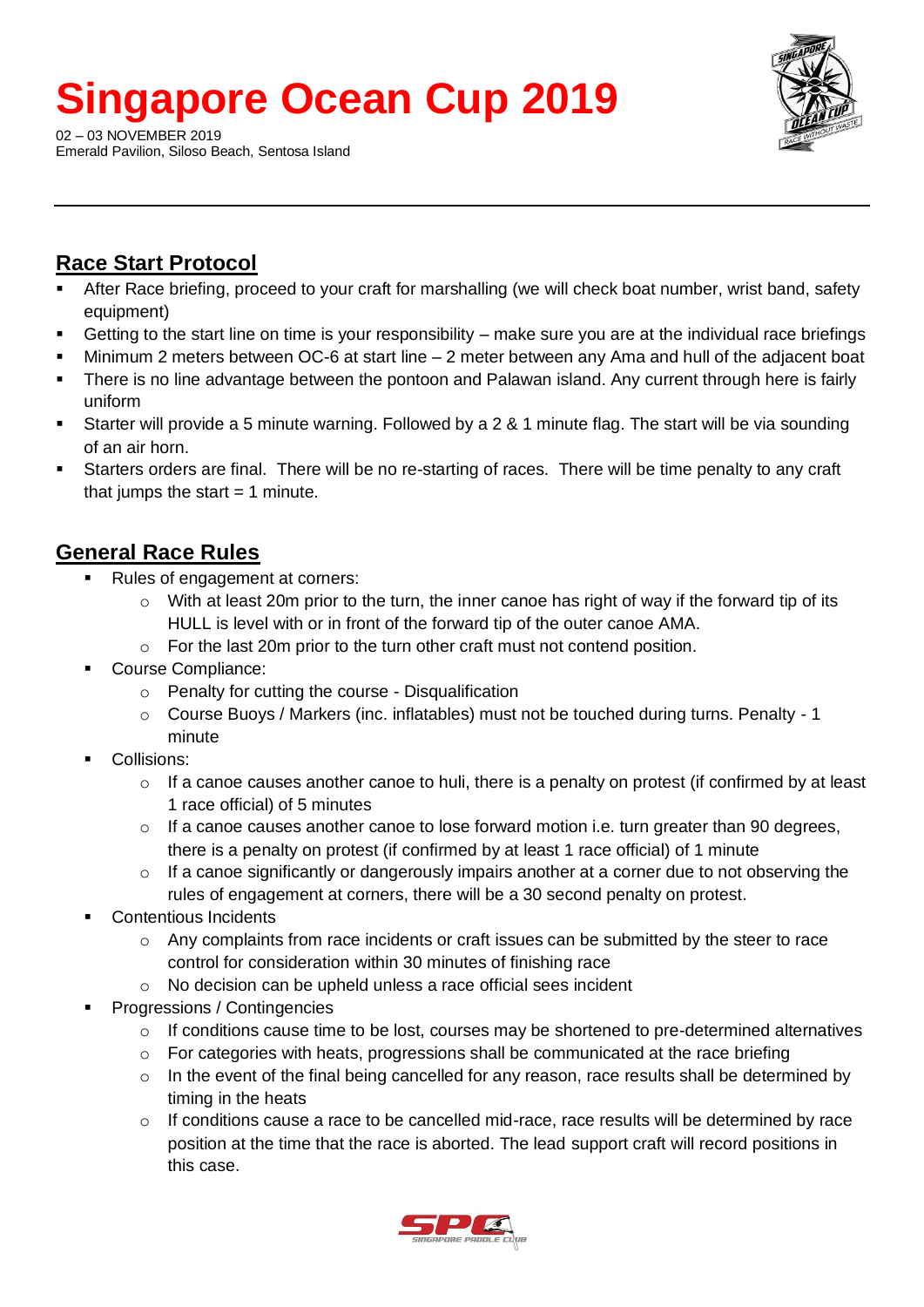# Singapore Ocean Cup 2019

02 – 03 NOVEMBER 2019
Emerald Pavilion, Siloso Beach, Sentosa Island

## Race Start Protocol

- After Race briefing, proceed to your craft for marshalling (we will check boat number, wrist band, safety equipment)
- Getting to the start line on time is your responsibility – make sure you are at the individual race briefings
- Minimum 2 meters between OC-6 at start line – 2 meter between any Ama and hull of the adjacent boat
- There is no line advantage between the pontoon and Palawan island. Any current through here is fairly uniform
- Starter will provide a 5 minute warning. Followed by a 2 & 1 minute flag. The start will be via sounding of an air horn.
- Starters orders are final. There will be no re-starting of races. There will be time penalty to any craft that jumps the start = 1 minute.

## General Race Rules

- Rules of engagement at corners:
  - With at least 20m prior to the turn, the inner canoe has right of way if the forward tip of its HULL is level with or in front of the forward tip of the outer canoe AMA.
  - For the last 20m prior to the turn other craft must not contend position.
- Course Compliance:
  - Penalty for cutting the course - Disqualification
  - Course Buoys / Markers (inc. inflatables) must not be touched during turns. Penalty - 1 minute
- Collisions:
  - If a canoe causes another canoe to huli, there is a penalty on protest (if confirmed by at least 1 race official) of 5 minutes
  - If a canoe causes another canoe to lose forward motion i.e. turn greater than 90 degrees, there is a penalty on protest (if confirmed by at least 1 race official) of 1 minute
  - If a canoe significantly or dangerously impairs another at a corner due to not observing the rules of engagement at corners, there will be a 30 second penalty on protest.
- Contentious Incidents
  - Any complaints from race incidents or craft issues can be submitted by the steer to race control for consideration within 30 minutes of finishing race
  - No decision can be upheld unless a race official sees incident
- Progressions / Contingencies
  - If conditions cause time to be lost, courses may be shortened to pre-determined alternatives
  - For categories with heats, progressions shall be communicated at the race briefing
  - In the event of the final being cancelled for any reason, race results shall be determined by timing in the heats
  - If conditions cause a race to be cancelled mid-race, race results will be determined by race position at the time that the race is aborted. The lead support craft will record positions in this case.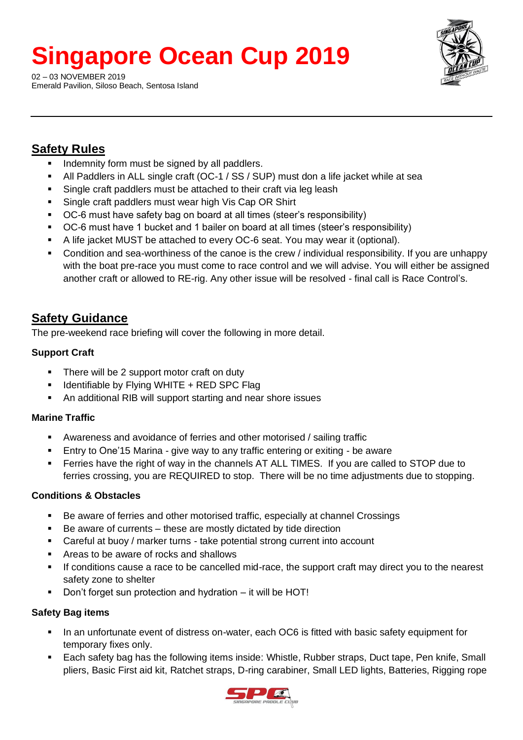# Singapore Ocean Cup 2019

02 – 03 NOVEMBER 2019
Emerald Pavilion, Siloso Beach, Sentosa Island

## Safety Rules

- Indemnity form must be signed by all paddlers.
- All Paddlers in ALL single craft (OC-1 / SS / SUP) must don a life jacket while at sea
- Single craft paddlers must be attached to their craft via leg leash
- Single craft paddlers must wear high Vis Cap OR Shirt
- OC-6 must have safety bag on board at all times (steer's responsibility)
- OC-6 must have 1 bucket and 1 bailer on board at all times (steer's responsibility)
- A life jacket MUST be attached to every OC-6 seat. You may wear it (optional).
- Condition and sea-worthiness of the canoe is the crew / individual responsibility. If you are unhappy with the boat pre-race you must come to race control and we will advise. You will either be assigned another craft or allowed to RE-rig. Any other issue will be resolved - final call is Race Control's.

## Safety Guidance

The pre-weekend race briefing will cover the following in more detail.

### Support Craft

- There will be 2 support motor craft on duty
- Identifiable by Flying WHITE + RED SPC Flag
- An additional RIB will support starting and near shore issues

### Marine Traffic

- Awareness and avoidance of ferries and other motorised / sailing traffic
- Entry to One'15 Marina - give way to any traffic entering or exiting - be aware
- Ferries have the right of way in the channels AT ALL TIMES. If you are called to STOP due to ferries crossing, you are REQUIRED to stop. There will be no time adjustments due to stopping.

### Conditions & Obstacles

- Be aware of ferries and other motorised traffic, especially at channel Crossings
- Be aware of currents – these are mostly dictated by tide direction
- Careful at buoy / marker turns - take potential strong current into account
- Areas to be aware of rocks and shallows
- If conditions cause a race to be cancelled mid-race, the support craft may direct you to the nearest safety zone to shelter
- Don't forget sun protection and hydration – it will be HOT!

### Safety Bag items

- In an unfortunate event of distress on-water, each OC6 is fitted with basic safety equipment for temporary fixes only.
- Each safety bag has the following items inside: Whistle, Rubber straps, Duct tape, Pen knife, Small pliers, Basic First aid kit, Ratchet straps, D-ring carabiner, Small LED lights, Batteries, Rigging rope